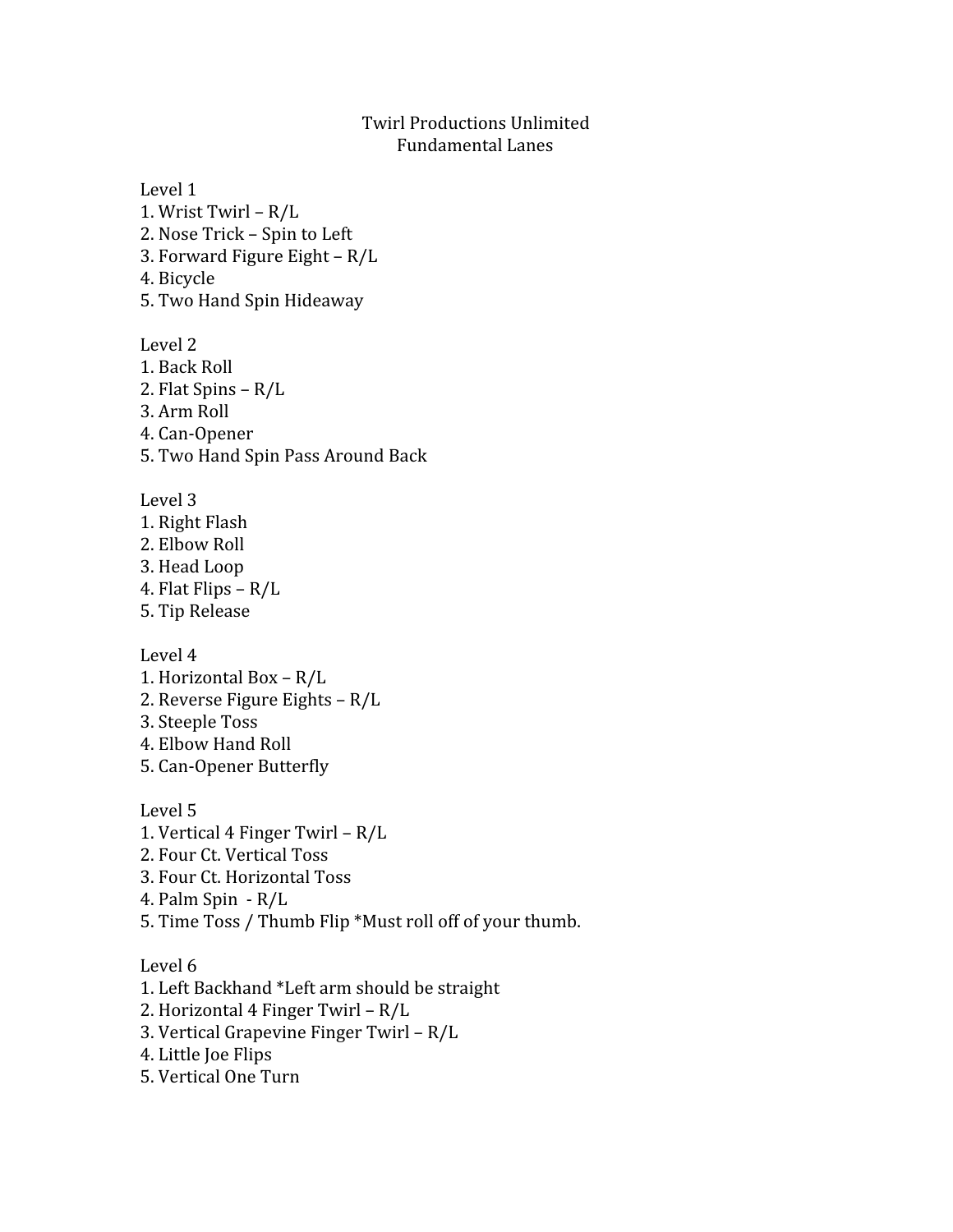# Twirl Productions Unlimited
## Fundamental Lanes

Level 1
1. Wrist Twirl – R/L
2. Nose Trick – Spin to Left
3. Forward Figure Eight – R/L
4. Bicycle
5. Two Hand Spin Hideaway

Level 2
1. Back Roll
2. Flat Spins – R/L
3. Arm Roll
4. Can-Opener
5. Two Hand Spin Pass Around Back

Level 3
1. Right Flash
2. Elbow Roll
3. Head Loop
4. Flat Flips – R/L
5. Tip Release

Level 4
1. Horizontal Box – R/L
2. Reverse Figure Eights – R/L
3. Steeple Toss
4. Elbow Hand Roll
5. Can-Opener Butterfly

Level 5
1. Vertical 4 Finger Twirl – R/L
2. Four Ct. Vertical Toss
3. Four Ct. Horizontal Toss
4. Palm Spin - R/L
5. Time Toss / Thumb Flip *Must roll off of your thumb.

Level 6
1. Left Backhand *Left arm should be straight
2. Horizontal 4 Finger Twirl – R/L
3. Vertical Grapevine Finger Twirl – R/L
4. Little Joe Flips
5. Vertical One Turn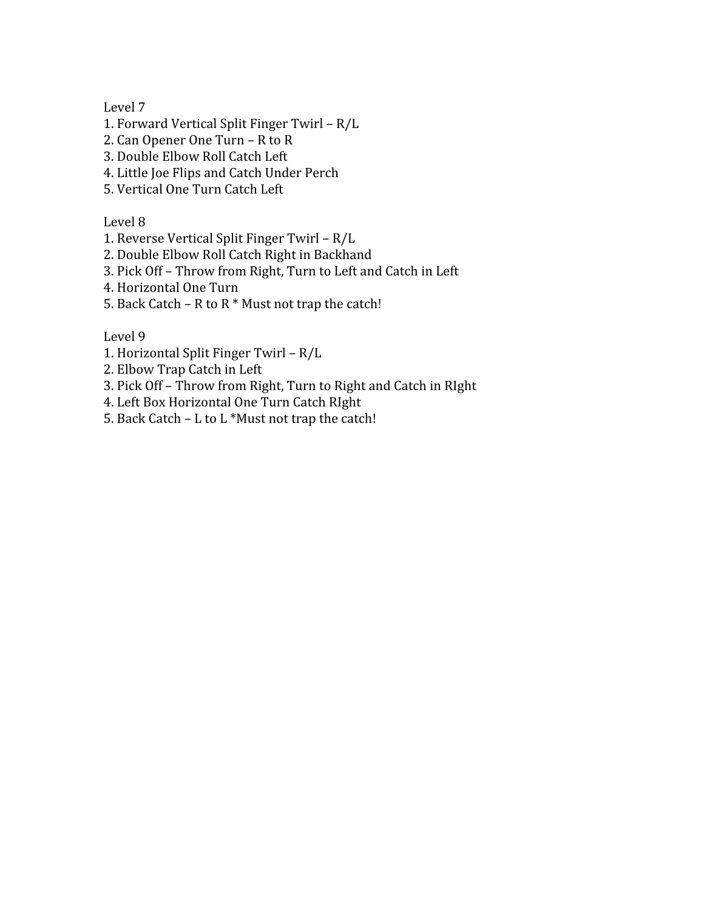Level 7

1. Forward Vertical Split Finger Twirl – R/L
2. Can Opener One Turn – R to R
3. Double Elbow Roll Catch Left
4. Little Joe Flips and Catch Under Perch
5. Vertical One Turn Catch Left

Level 8

1. Reverse Vertical Split Finger Twirl – R/L
2. Double Elbow Roll Catch Right in Backhand
3. Pick Off – Throw from Right, Turn to Left and Catch in Left
4. Horizontal One Turn
5. Back Catch – R to R * Must not trap the catch!

Level 9

1. Horizontal Split Finger Twirl – R/L
2. Elbow Trap Catch in Left
3. Pick Off – Throw from Right, Turn to Right and Catch in RIght
4. Left Box Horizontal One Turn Catch RIght
5. Back Catch – L to L *Must not trap the catch!